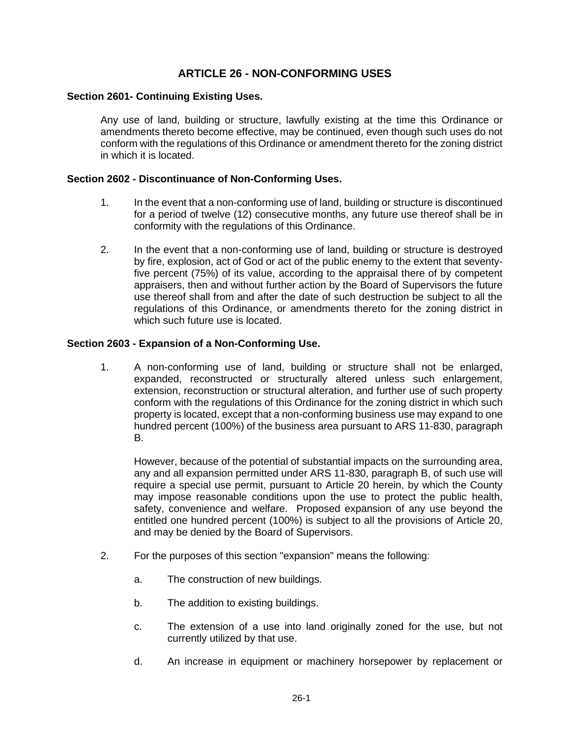# ARTICLE 26 - NON-CONFORMING USES

## Section 2601- Continuing Existing Uses.

Any use of land, building or structure, lawfully existing at the time this Ordinance or amendments thereto become effective, may be continued, even though such uses do not conform with the regulations of this Ordinance or amendment thereto for the zoning district in which it is located.

## Section 2602 - Discontinuance of Non-Conforming Uses.

1. In the event that a non-conforming use of land, building or structure is discontinued for a period of twelve (12) consecutive months, any future use thereof shall be in conformity with the regulations of this Ordinance.

2. In the event that a non-conforming use of land, building or structure is destroyed by fire, explosion, act of God or act of the public enemy to the extent that seventy-five percent (75%) of its value, according to the appraisal there of by competent appraisers, then and without further action by the Board of Supervisors the future use thereof shall from and after the date of such destruction be subject to all the regulations of this Ordinance, or amendments thereto for the zoning district in which such future use is located.

## Section 2603 - Expansion of a Non-Conforming Use.

1. A non-conforming use of land, building or structure shall not be enlarged, expanded, reconstructed or structurally altered unless such enlargement, extension, reconstruction or structural alteration, and further use of such property conform with the regulations of this Ordinance for the zoning district in which such property is located, except that a non-conforming business use may expand to one hundred percent (100%) of the business area pursuant to ARS 11-830, paragraph B.

   However, because of the potential of substantial impacts on the surrounding area, any and all expansion permitted under ARS 11-830, paragraph B, of such use will require a special use permit, pursuant to Article 20 herein, by which the County may impose reasonable conditions upon the use to protect the public health, safety, convenience and welfare. Proposed expansion of any use beyond the entitled one hundred percent (100%) is subject to all the provisions of Article 20, and may be denied by the Board of Supervisors.

2. For the purposes of this section "expansion" means the following:

   a. The construction of new buildings.

   b. The addition to existing buildings.

   c. The extension of a use into land originally zoned for the use, but not currently utilized by that use.

   d. An increase in equipment or machinery horsepower by replacement or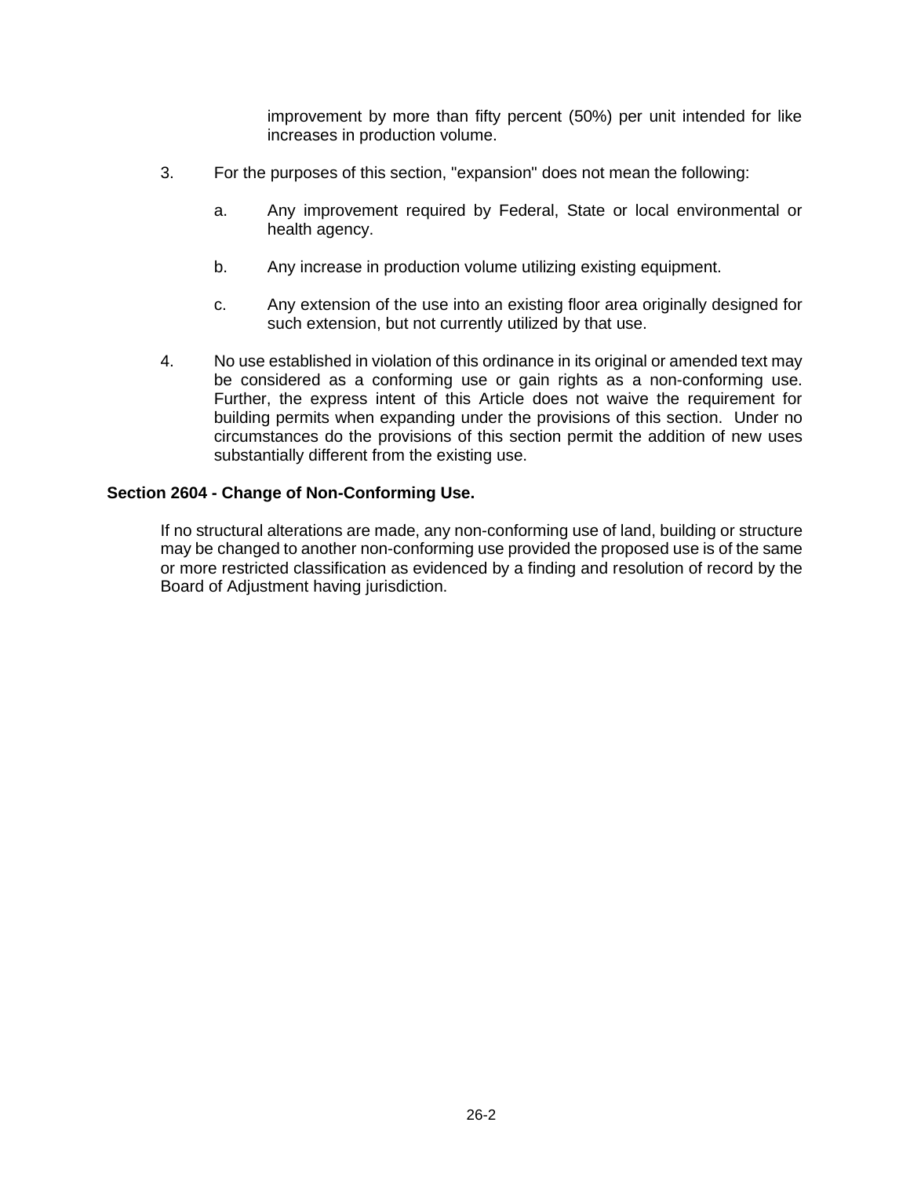improvement by more than fifty percent (50%) per unit intended for like increases in production volume.

3. For the purposes of this section, "expansion" does not mean the following:

   a. Any improvement required by Federal, State or local environmental or health agency.

   b. Any increase in production volume utilizing existing equipment.

   c. Any extension of the use into an existing floor area originally designed for such extension, but not currently utilized by that use.

4. No use established in violation of this ordinance in its original or amended text may be considered as a conforming use or gain rights as a non-conforming use. Further, the express intent of this Article does not waive the requirement for building permits when expanding under the provisions of this section. Under no circumstances do the provisions of this section permit the addition of new uses substantially different from the existing use.

**Section 2604 - Change of Non-Conforming Use.**

If no structural alterations are made, any non-conforming use of land, building or structure may be changed to another non-conforming use provided the proposed use is of the same or more restricted classification as evidenced by a finding and resolution of record by the Board of Adjustment having jurisdiction.